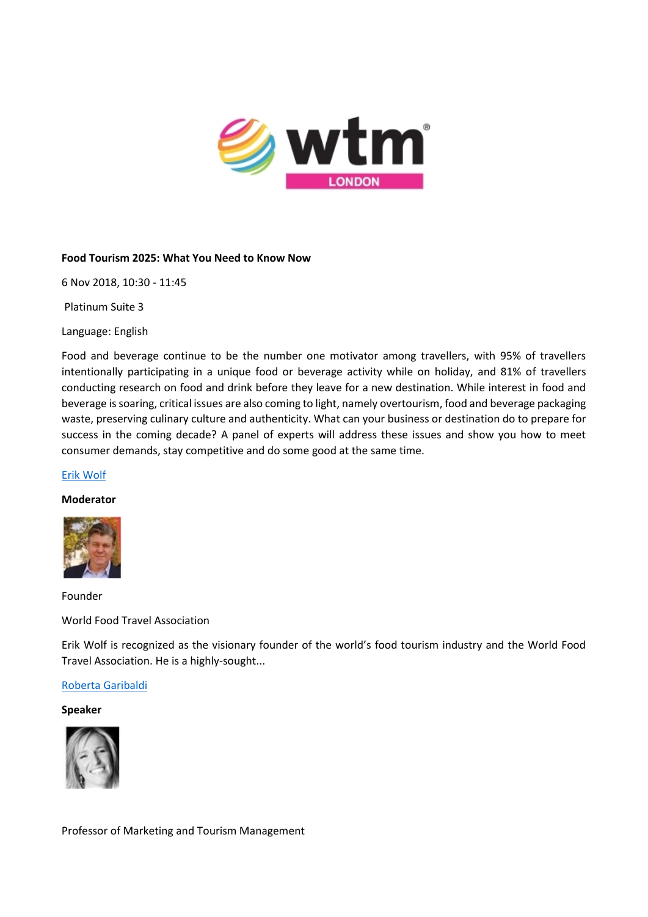**Food Tourism 2025: What You Need to Know Now**

6 Nov 2018, 10:30 - 11:45

Platinum Suite 3

Language: English

Food and beverage continue to be the number one motivator among travellers, with 95% of travellers intentionally participating in a unique food or beverage activity while on holiday, and 81% of travellers conducting research on food and drink before they leave for a new destination. While interest in food and beverage is soaring, critical issues are also coming to light, namely overtourism, food and beverage packaging waste, preserving culinary culture and authenticity. What can your business or destination do to prepare for success in the coming decade? A panel of experts will address these issues and show you how to meet consumer demands, stay competitive and do some good at the same time.

Erik Wolf

**Moderator**

Founder

World Food Travel Association

Erik Wolf is recognized as the visionary founder of the world's food tourism industry and the World Food Travel Association. He is a highly-sought...

Roberta Garibaldi

**Speaker**

Professor of Marketing and Tourism Management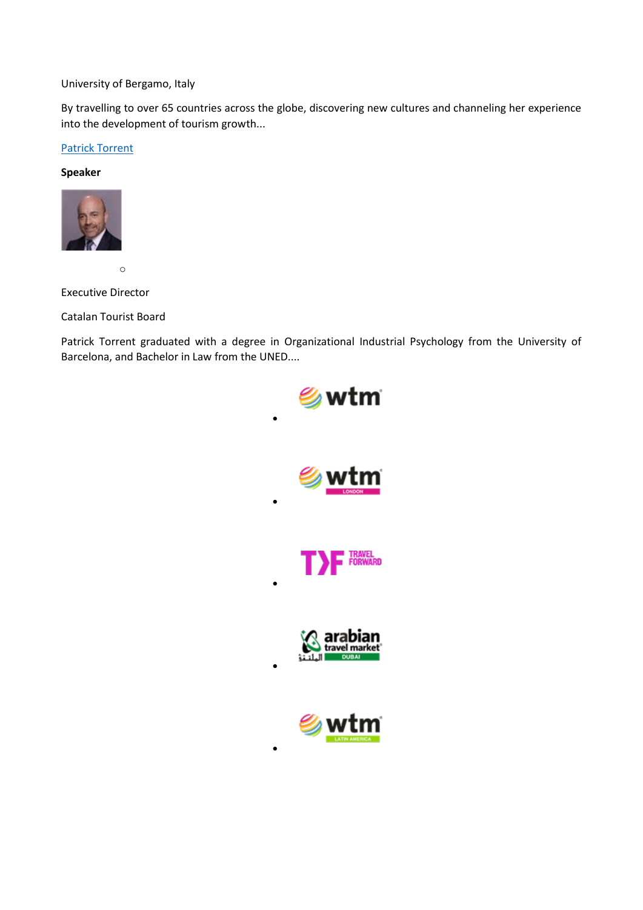University of Bergamo, Italy

By travelling to over 65 countries across the globe, discovering new cultures and channeling her experience into the development of tourism growth...

Patrick Torrent

**Speaker**

Executive Director

Catalan Tourist Board

Patrick Torrent graduated with a degree in Organizational Industrial Psychology from the University of Barcelona, and Bachelor in Law from the UNED....